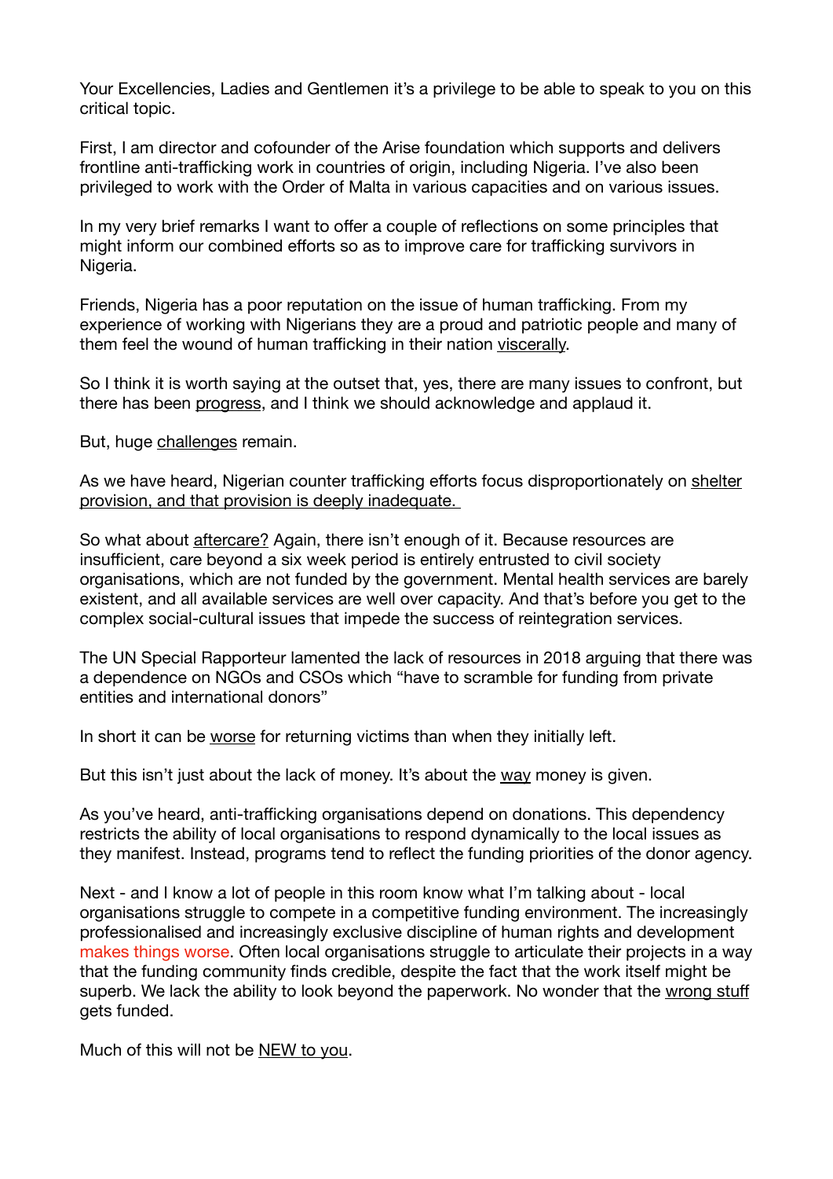Your Excellencies, Ladies and Gentlemen it's a privilege to be able to speak to you on this critical topic.

First, I am director and cofounder of the Arise foundation which supports and delivers frontline anti-trafficking work in countries of origin, including Nigeria. I've also been privileged to work with the Order of Malta in various capacities and on various issues.

In my very brief remarks I want to offer a couple of reflections on some principles that might inform our combined efforts so as to improve care for trafficking survivors in Nigeria.

Friends, Nigeria has a poor reputation on the issue of human trafficking. From my experience of working with Nigerians they are a proud and patriotic people and many of them feel the wound of human trafficking in their nation <u>viscerally</u>.

So I think it is worth saying at the outset that, yes, there are many issues to confront, but there has been <u>progress</u>, and I think we should acknowledge and applaud it.

But, huge <u>challenges</u> remain.

As we have heard, Nigerian counter trafficking efforts focus disproportionately on <u>shelter provision, and that provision is deeply inadequate.</u>

So what about <u>aftercare?</u> Again, there isn't enough of it. Because resources are insufficient, care beyond a six week period is entirely entrusted to civil society organisations, which are not funded by the government. Mental health services are barely existent, and all available services are well over capacity. And that's before you get to the complex social-cultural issues that impede the success of reintegration services.

The UN Special Rapporteur lamented the lack of resources in 2018 arguing that there was a dependence on NGOs and CSOs which "have to scramble for funding from private entities and international donors"

In short it can be <u>worse</u> for returning victims than when they initially left.

But this isn't just about the lack of money. It's about the <u>way</u> money is given.

As you've heard, anti-trafficking organisations depend on donations. This dependency restricts the ability of local organisations to respond dynamically to the local issues as they manifest. Instead, programs tend to reflect the funding priorities of the donor agency.

Next - and I know a lot of people in this room know what I'm talking about - local organisations struggle to compete in a competitive funding environment. The increasingly professionalised and increasingly exclusive discipline of human rights and development makes things worse. Often local organisations struggle to articulate their projects in a way that the funding community finds credible, despite the fact that the work itself might be superb. We lack the ability to look beyond the paperwork. No wonder that the <u>wrong stuff</u> gets funded.

Much of this will not be <u>NEW to you</u>.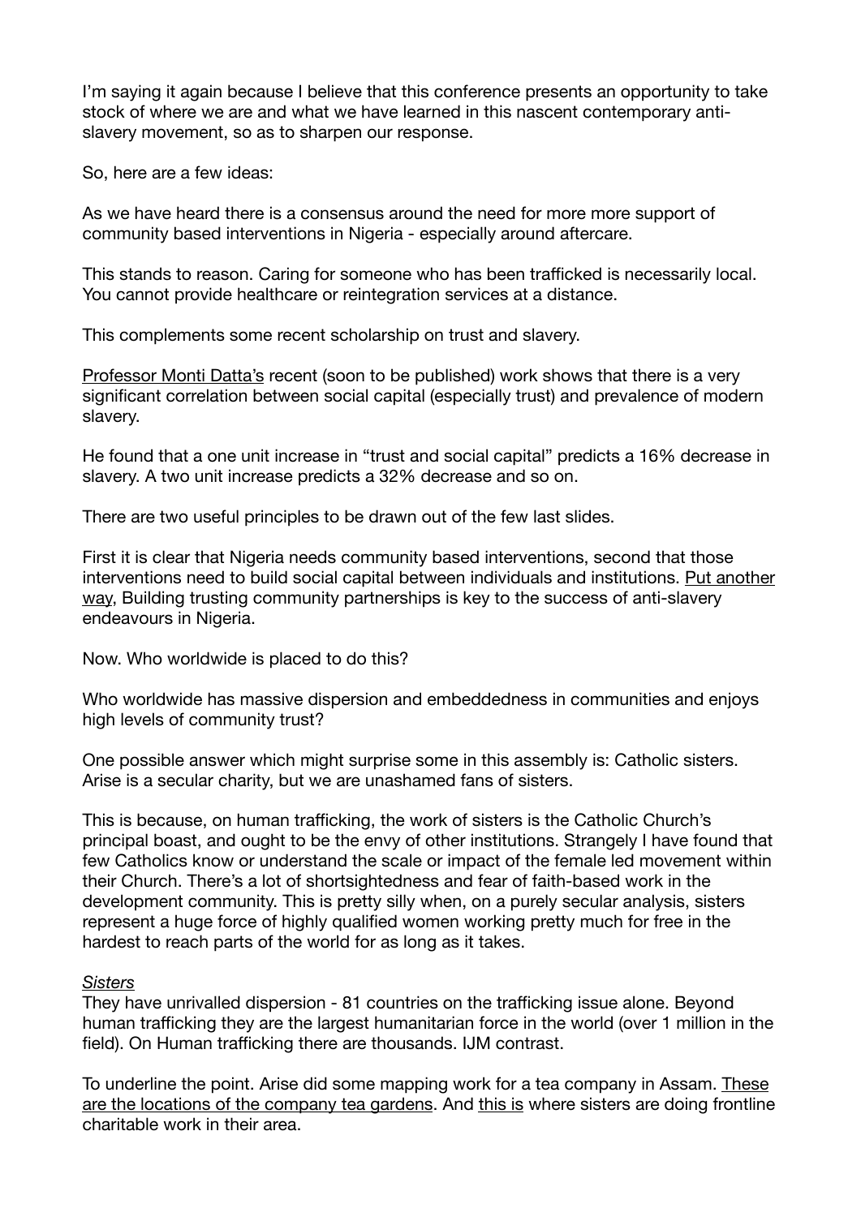I'm saying it again because I believe that this conference presents an opportunity to take stock of where we are and what we have learned in this nascent contemporary anti-slavery movement, so as to sharpen our response.

So, here are a few ideas:

As we have heard there is a consensus around the need for more more support of community based interventions in Nigeria - especially around aftercare.

This stands to reason. Caring for someone who has been trafficked is necessarily local. You cannot provide healthcare or reintegration services at a distance.

This complements some recent scholarship on trust and slavery.

Professor Monti Datta's recent (soon to be published) work shows that there is a very significant correlation between social capital (especially trust) and prevalence of modern slavery.

He found that a one unit increase in "trust and social capital" predicts a 16% decrease in slavery. A two unit increase predicts a 32% decrease and so on.

There are two useful principles to be drawn out of the few last slides.

First it is clear that Nigeria needs community based interventions, second that those interventions need to build social capital between individuals and institutions. Put another way, Building trusting community partnerships is key to the success of anti-slavery endeavours in Nigeria.

Now. Who worldwide is placed to do this?

Who worldwide has massive dispersion and embeddedness in communities and enjoys high levels of community trust?

One possible answer which might surprise some in this assembly is: Catholic sisters. Arise is a secular charity, but we are unashamed fans of sisters.

This is because, on human trafficking, the work of sisters is the Catholic Church's principal boast, and ought to be the envy of other institutions. Strangely I have found that few Catholics know or understand the scale or impact of the female led movement within their Church. There's a lot of shortsightedness and fear of faith-based work in the development community. This is pretty silly when, on a purely secular analysis, sisters represent a huge force of highly qualified women working pretty much for free in the hardest to reach parts of the world for as long as it takes.

*Sisters*

They have unrivalled dispersion - 81 countries on the trafficking issue alone. Beyond human trafficking they are the largest humanitarian force in the world (over 1 million in the field). On Human trafficking there are thousands. IJM contrast.

To underline the point. Arise did some mapping work for a tea company in Assam. These are the locations of the company tea gardens. And this is where sisters are doing frontline charitable work in their area.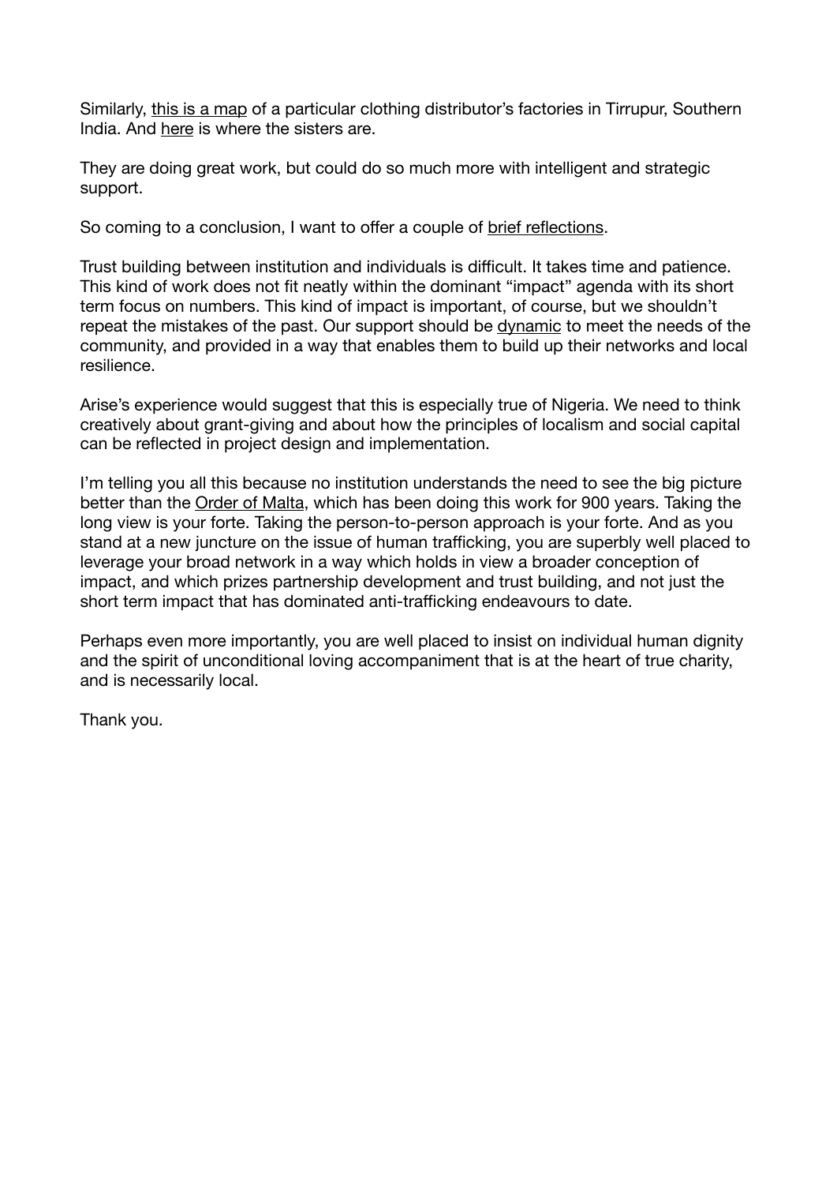Similarly, this is a map of a particular clothing distributor's factories in Tirrupur, Southern India. And here is where the sisters are.

They are doing great work, but could do so much more with intelligent and strategic support.

So coming to a conclusion, I want to offer a couple of brief reflections.

Trust building between institution and individuals is difficult. It takes time and patience. This kind of work does not fit neatly within the dominant "impact" agenda with its short term focus on numbers. This kind of impact is important, of course, but we shouldn't repeat the mistakes of the past. Our support should be dynamic to meet the needs of the community, and provided in a way that enables them to build up their networks and local resilience.

Arise's experience would suggest that this is especially true of Nigeria. We need to think creatively about grant-giving and about how the principles of localism and social capital can be reflected in project design and implementation.

I'm telling you all this because no institution understands the need to see the big picture better than the Order of Malta, which has been doing this work for 900 years. Taking the long view is your forte. Taking the person-to-person approach is your forte. And as you stand at a new juncture on the issue of human trafficking, you are superbly well placed to leverage your broad network in a way which holds in view a broader conception of impact, and which prizes partnership development and trust building, and not just the short term impact that has dominated anti-trafficking endeavours to date.

Perhaps even more importantly, you are well placed to insist on individual human dignity and the spirit of unconditional loving accompaniment that is at the heart of true charity, and is necessarily local.

Thank you.